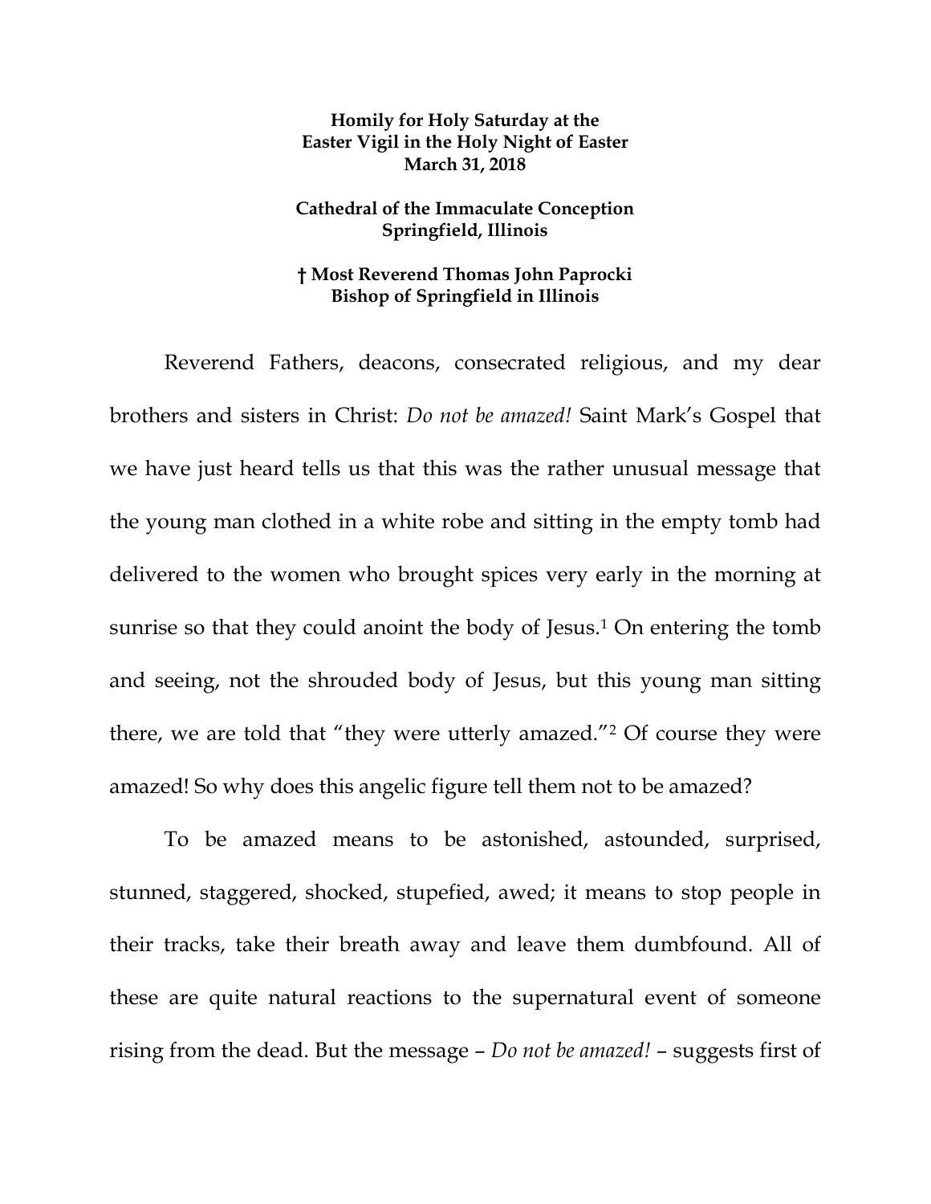**Homily for Holy Saturday at the Easter Vigil in the Holy Night of Easter March 31, 2018**

**Cathedral of the Immaculate Conception Springfield, Illinois**

**† Most Reverend Thomas John Paprocki Bishop of Springfield in Illinois**

Reverend Fathers, deacons, consecrated religious, and my dear brothers and sisters in Christ: *Do not be amazed!* Saint Mark's Gospel that we have just heard tells us that this was the rather unusual message that the young man clothed in a white robe and sitting in the empty tomb had delivered to the women who brought spices very early in the morning at sunrise so that they could anoint the body of Jesus.[1] On entering the tomb and seeing, not the shrouded body of Jesus, but this young man sitting there, we are told that "they were utterly amazed."[2] Of course they were amazed! So why does this angelic figure tell them not to be amazed?

To be amazed means to be astonished, astounded, surprised, stunned, staggered, shocked, stupefied, awed; it means to stop people in their tracks, take their breath away and leave them dumbfound. All of these are quite natural reactions to the supernatural event of someone rising from the dead. But the message – *Do not be amazed!* – suggests first of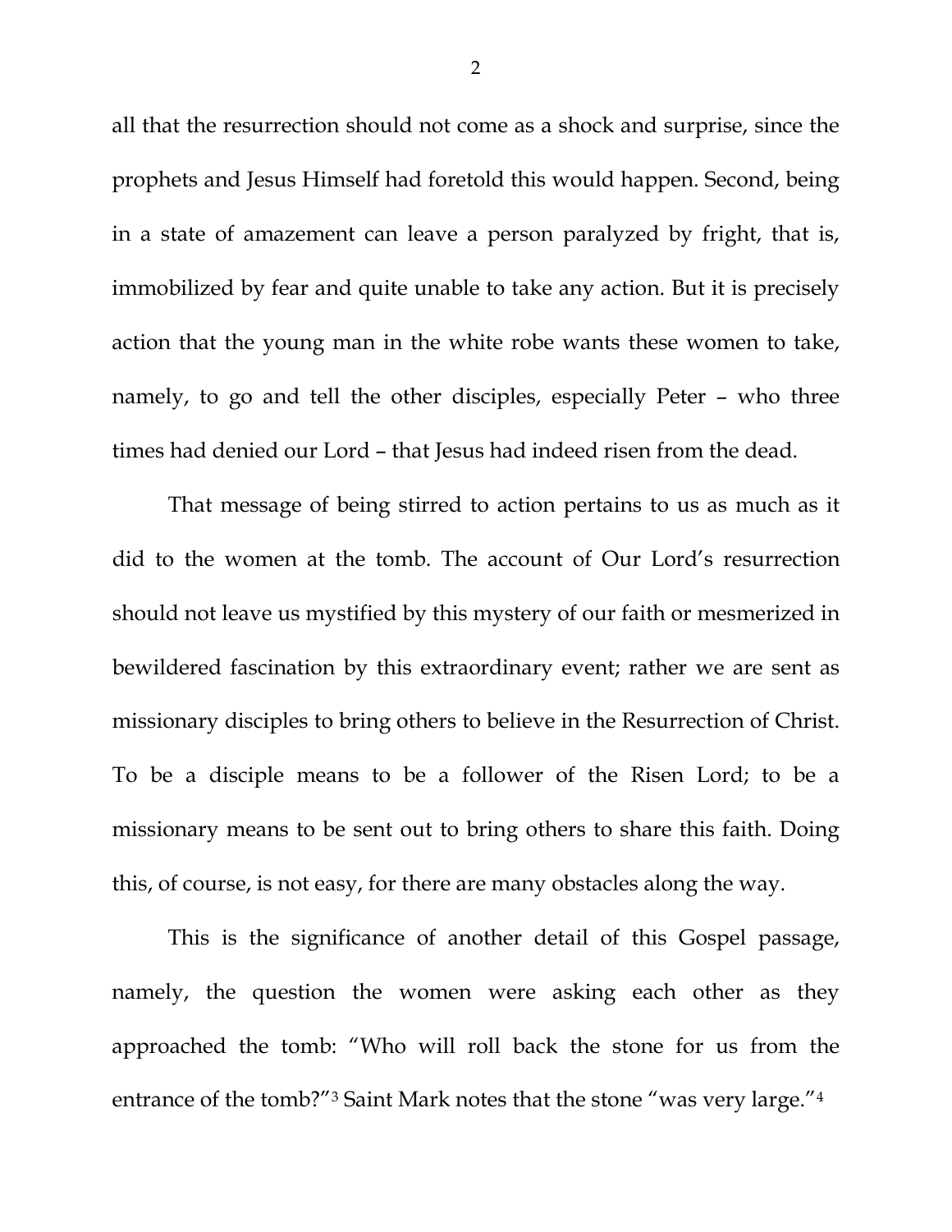all that the resurrection should not come as a shock and surprise, since the prophets and Jesus Himself had foretold this would happen. Second, being in a state of amazement can leave a person paralyzed by fright, that is, immobilized by fear and quite unable to take any action. But it is precisely action that the young man in the white robe wants these women to take, namely, to go and tell the other disciples, especially Peter – who three times had denied our Lord – that Jesus had indeed risen from the dead.

That message of being stirred to action pertains to us as much as it did to the women at the tomb. The account of Our Lord's resurrection should not leave us mystified by this mystery of our faith or mesmerized in bewildered fascination by this extraordinary event; rather we are sent as missionary disciples to bring others to believe in the Resurrection of Christ. To be a disciple means to be a follower of the Risen Lord; to be a missionary means to be sent out to bring others to share this faith. Doing this, of course, is not easy, for there are many obstacles along the way.

This is the significance of another detail of this Gospel passage, namely, the question the women were asking each other as they approached the tomb: "Who will roll back the stone for us from the entrance of the tomb?"[3] Saint Mark notes that the stone "was very large."[4]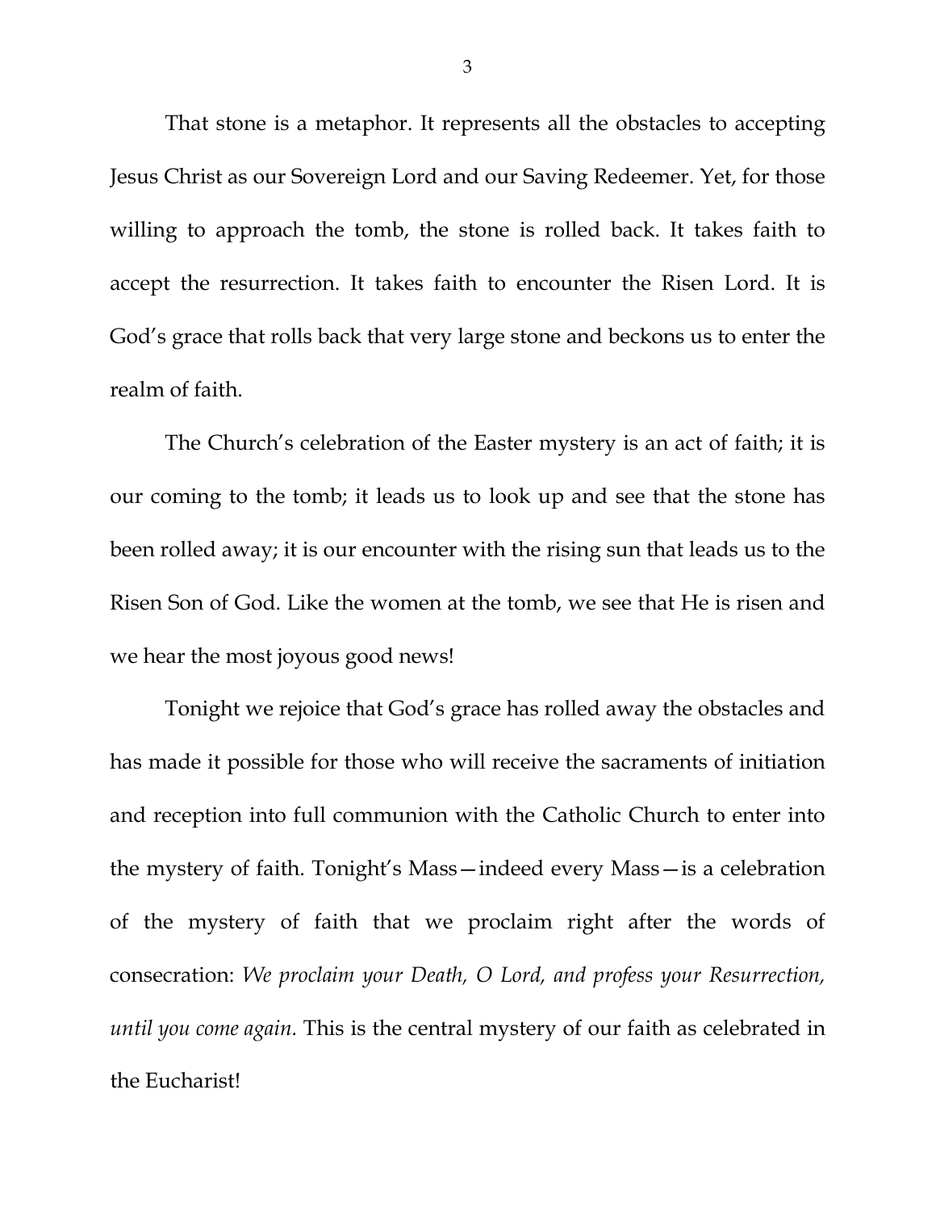That stone is a metaphor. It represents all the obstacles to accepting Jesus Christ as our Sovereign Lord and our Saving Redeemer. Yet, for those willing to approach the tomb, the stone is rolled back. It takes faith to accept the resurrection. It takes faith to encounter the Risen Lord. It is God's grace that rolls back that very large stone and beckons us to enter the realm of faith.

The Church's celebration of the Easter mystery is an act of faith; it is our coming to the tomb; it leads us to look up and see that the stone has been rolled away; it is our encounter with the rising sun that leads us to the Risen Son of God. Like the women at the tomb, we see that He is risen and we hear the most joyous good news!

Tonight we rejoice that God's grace has rolled away the obstacles and has made it possible for those who will receive the sacraments of initiation and reception into full communion with the Catholic Church to enter into the mystery of faith. Tonight's Mass—indeed every Mass—is a celebration of the mystery of faith that we proclaim right after the words of consecration: *We proclaim your Death, O Lord, and profess your Resurrection, until you come again.* This is the central mystery of our faith as celebrated in the Eucharist!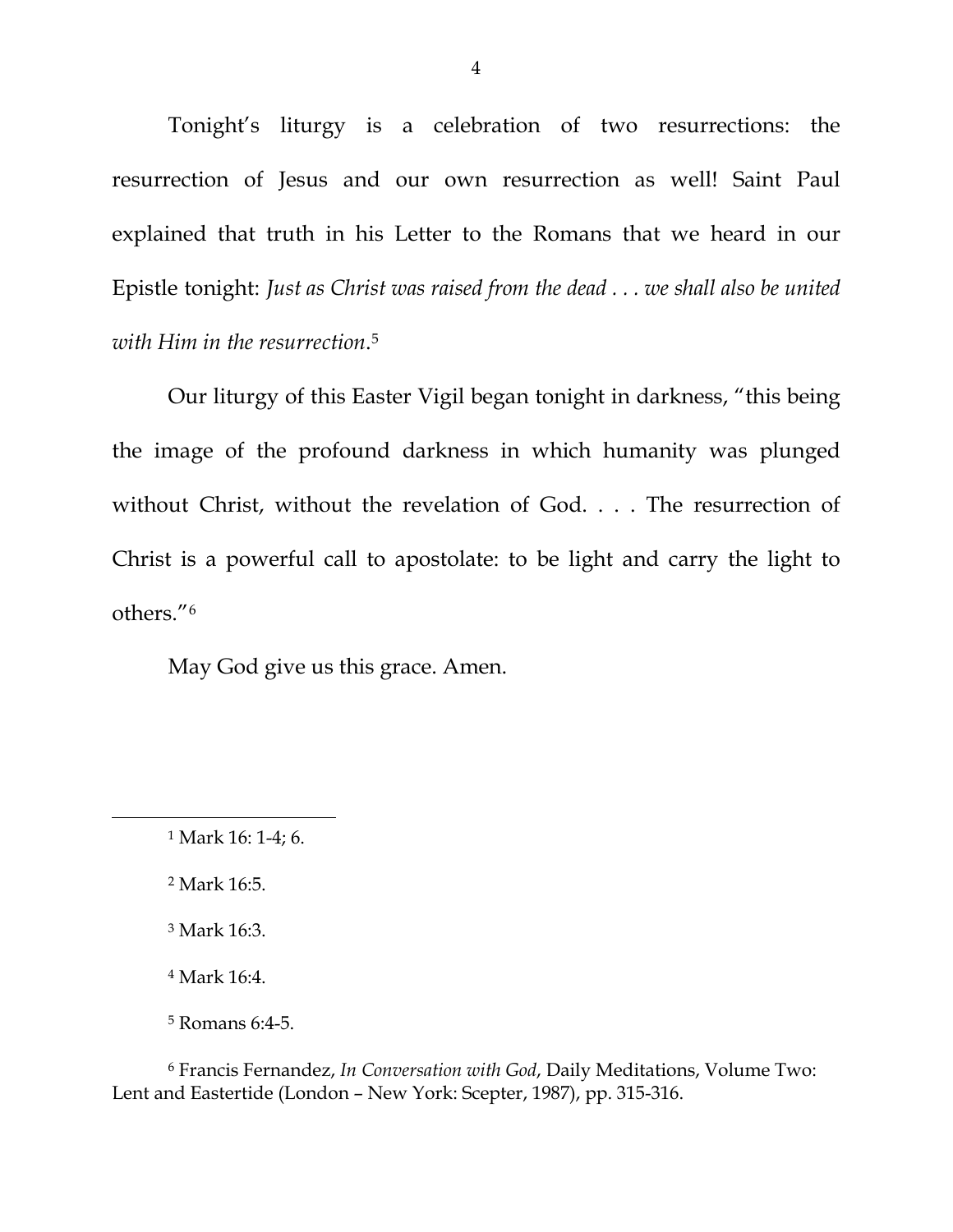Tonight's liturgy is a celebration of two resurrections: the resurrection of Jesus and our own resurrection as well! Saint Paul explained that truth in his Letter to the Romans that we heard in our Epistle tonight: *Just as Christ was raised from the dead . . . we shall also be united with Him in the resurrection*.[5]

Our liturgy of this Easter Vigil began tonight in darkness, "this being the image of the profound darkness in which humanity was plunged without Christ, without the revelation of God. . . . The resurrection of Christ is a powerful call to apostolate: to be light and carry the light to others."[6]

May God give us this grace. Amen.

---

[1] Mark 16: 1-4; 6.

[2] Mark 16:5.

[3] Mark 16:3.

[4] Mark 16:4.

[5] Romans 6:4-5.

[6] Francis Fernandez, *In Conversation with God*, Daily Meditations, Volume Two: Lent and Eastertide (London – New York: Scepter, 1987), pp. 315-316.